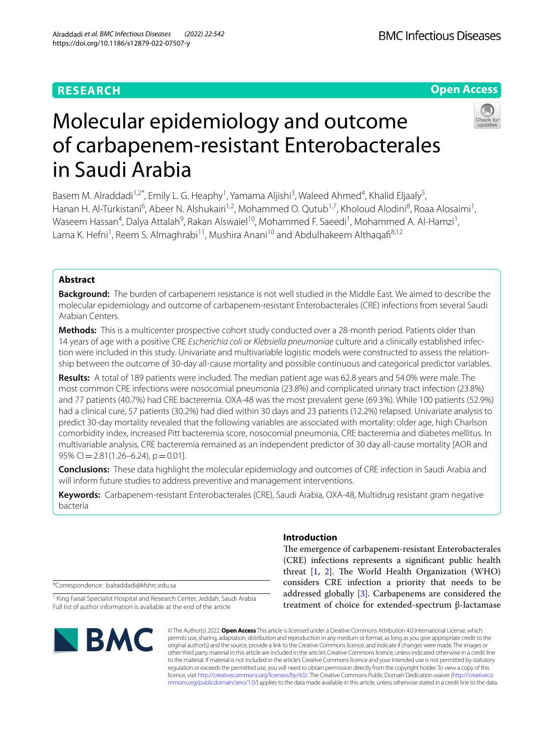RESEARCH

Open Access

# Molecular epidemiology and outcome of carbapenem-resistant Enterobacterales in Saudi Arabia

Basem M. Alraddadi[1,2*], Emily L. G. Heaphy[1], Yamama Aljishi[3], Waleed Ahmed[4], Khalid Eljaaly[5], Hanan H. Al-Turkistani[6], Abeer N. Alshukairi[1,2], Mohammed O. Qutub[1,7], Kholoud Alodini[8], Roaa Alosaimi[1], Waseem Hassan[4], Dalya Attalah[9], Rakan Alswaiel[10], Mohammed F. Saeedi[1], Mohammed A. Al-Hamzi[1], Lama K. Hefni[1], Reem S. Almaghrabi[11], Mushira Anani[10] and Abdulhakeem Althaqafi[8,12]

## Abstract

**Background:** The burden of carbapenem resistance is not well studied in the Middle East. We aimed to describe the molecular epidemiology and outcome of carbapenem-resistant Enterobacterales (CRE) infections from several Saudi Arabian Centers.

**Methods:** This is a multicenter prospective cohort study conducted over a 28-month period. Patients older than 14 years of age with a positive CRE *Escherichia coli* or *Klebsiella pneumoniae* culture and a clinically established infection were included in this study. Univariate and multivariable logistic models were constructed to assess the relationship between the outcome of 30-day all-cause mortality and possible continuous and categorical predictor variables.

**Results:** A total of 189 patients were included. The median patient age was 62.8 years and 54.0% were male. The most common CRE infections were nosocomial pneumonia (23.8%) and complicated urinary tract infection (23.8%) and 77 patients (40.7%) had CRE bacteremia. OXA-48 was the most prevalent gene (69.3%). While 100 patients (52.9%) had a clinical cure, 57 patients (30.2%) had died within 30 days and 23 patients (12.2%) relapsed. Univariate analysis to predict 30-day mortality revealed that the following variables are associated with mortality: older age, high Charlson comorbidity index, increased Pitt bacteremia score, nosocomial pneumonia, CRE bacteremia and diabetes mellitus. In multivariable analysis, CRE bacteremia remained as an independent predictor of 30 day all-cause mortality [AOR and 95% CI = 2.81(1.26–6.24), p = 0.01].

**Conclusions:** These data highlight the molecular epidemiology and outcomes of CRE infection in Saudi Arabia and will inform future studies to address preventive and management interventions.

**Keywords:** Carbapenem-resistant Enterobacterales (CRE), Saudi Arabia, OXA-48, Multidrug resistant gram negative bacteria

*Correspondence: balraddadi@kfshrc.edu.sa

[1] King Faisal Specialist Hospital and Research Center, Jeddah, Saudi Arabia
Full list of author information is available at the end of the article

## Introduction

The emergence of carbapenem-resistant Enterobacterales (CRE) infections represents a significant public health threat [1, 2]. The World Health Organization (WHO) considers CRE infection a priority that needs to be addressed globally [3]. Carbapenems are considered the treatment of choice for extended-spectrum β-lactamase

© The Author(s) 2022. **Open Access** This article is licensed under a Creative Commons Attribution 4.0 International License, which permits use, sharing, adaptation, distribution and reproduction in any medium or format, as long as you give appropriate credit to the original author(s) and the source, provide a link to the Creative Commons licence, and indicate if changes were made. The images or other third party material in this article are included in the article's Creative Commons licence, unless indicated otherwise in a credit line to the material. If material is not included in the article's Creative Commons licence and your intended use is not permitted by statutory regulation or exceeds the permitted use, you will need to obtain permission directly from the copyright holder. To view a copy of this licence, visit http://creativecommons.org/licenses/by/4.0/. The Creative Commons Public Domain Dedication waiver (http://creativecommons.org/publicdomain/zero/1.0/) applies to the data made available in this article, unless otherwise stated in a credit line to the data.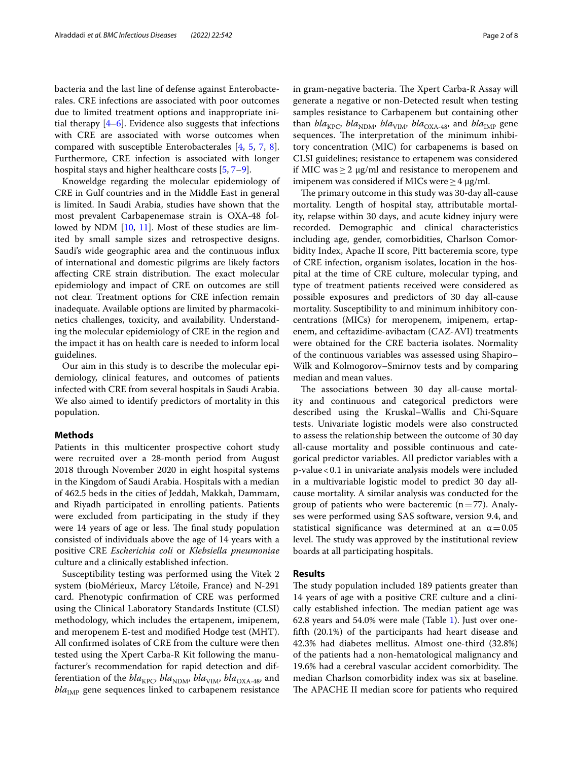bacteria and the last line of defense against Enterobacterales. CRE infections are associated with poor outcomes due to limited treatment options and inappropriate initial therapy [4–6]. Evidence also suggests that infections with CRE are associated with worse outcomes when compared with susceptible Enterobacterales [4, 5, 7, 8]. Furthermore, CRE infection is associated with longer hospital stays and higher healthcare costs [5, 7–9].

Knoweldge regarding the molecular epidemiology of CRE in Gulf countries and in the Middle East in general is limited. In Saudi Arabia, studies have shown that the most prevalent Carbapenemase strain is OXA-48 followed by NDM [10, 11]. Most of these studies are limited by small sample sizes and retrospective designs. Saudi's wide geographic area and the continuous influx of international and domestic pilgrims are likely factors affecting CRE strain distribution. The exact molecular epidemiology and impact of CRE on outcomes are still not clear. Treatment options for CRE infection remain inadequate. Available options are limited by pharmacokinetics challenges, toxicity, and availability. Understanding the molecular epidemiology of CRE in the region and the impact it has on health care is needed to inform local guidelines.

Our aim in this study is to describe the molecular epidemiology, clinical features, and outcomes of patients infected with CRE from several hospitals in Saudi Arabia. We also aimed to identify predictors of mortality in this population.

## Methods

Patients in this multicenter prospective cohort study were recruited over a 28-month period from August 2018 through November 2020 in eight hospital systems in the Kingdom of Saudi Arabia. Hospitals with a median of 462.5 beds in the cities of Jeddah, Makkah, Dammam, and Riyadh participated in enrolling patients. Patients were excluded from participating in the study if they were 14 years of age or less. The final study population consisted of individuals above the age of 14 years with a positive CRE *Escherichia coli* or *Klebsiella pneumoniae* culture and a clinically established infection.

Susceptibility testing was performed using the Vitek 2 system (bioMérieux, Marcy L'étoile, France) and N-291 card. Phenotypic confirmation of CRE was performed using the Clinical Laboratory Standards Institute (CLSI) methodology, which includes the ertapenem, imipenem, and meropenem E-test and modified Hodge test (MHT). All confirmed isolates of CRE from the culture were then tested using the Xpert Carba-R Kit following the manufacturer's recommendation for rapid detection and differentiation of the $bla_{KPC}$, $bla_{NDM}$, $bla_{VIM}$, $bla_{OXA\text{-}48}$, and $bla_{IMP}$ gene sequences linked to carbapenem resistance in gram-negative bacteria. The Xpert Carba-R Assay will generate a negative or non-Detected result when testing samples resistance to Carbapenem but containing other than $bla_{KPC}$, $bla_{NDM}$, $bla_{VIM}$, $bla_{OXA\text{-}48}$, and $bla_{IMP}$ gene sequences. The interpretation of the minimum inhibitory concentration (MIC) for carbapenems is based on CLSI guidelines; resistance to ertapenem was considered if MIC was $\geq 2$ µg/ml and resistance to meropenem and imipenem was considered if MICs were $\geq 4$ µg/ml.

The primary outcome in this study was 30-day all-cause mortality. Length of hospital stay, attributable mortality, relapse within 30 days, and acute kidney injury were recorded. Demographic and clinical characteristics including age, gender, comorbidities, Charlson Comorbidity Index, Apache II score, Pitt bacteremia score, type of CRE infection, organism isolates, location in the hospital at the time of CRE culture, molecular typing, and type of treatment patients received were considered as possible exposures and predictors of 30 day all-cause mortality. Susceptibility to and minimum inhibitory concentrations (MICs) for meropenem, imipenem, ertapenem, and ceftazidime-avibactam (CAZ-AVI) treatments were obtained for the CRE bacteria isolates. Normality of the continuous variables was assessed using Shapiro–Wilk and Kolmogorov–Smirnov tests and by comparing median and mean values.

The associations between 30 day all-cause mortality and continuous and categorical predictors were described using the Kruskal–Wallis and Chi-Square tests. Univariate logistic models were also constructed to assess the relationship between the outcome of 30 day all-cause mortality and possible continuous and categorical predictor variables. All predictor variables with a p-value $< 0.1$ in univariate analysis models were included in a multivariable logistic model to predict 30 day all-cause mortality. A similar analysis was conducted for the group of patients who were bacteremic ($n = 77$). Analyses were performed using SAS software, version 9.4, and statistical significance was determined at an $\alpha = 0.05$ level. The study was approved by the institutional review boards at all participating hospitals.

## Results

The study population included 189 patients greater than 14 years of age with a positive CRE culture and a clinically established infection. The median patient age was 62.8 years and 54.0% were male (Table 1). Just over one-fifth (20.1%) of the participants had heart disease and 42.3% had diabetes mellitus. Almost one-third (32.8%) of the patients had a non-hematological malignancy and 19.6% had a cerebral vascular accident comorbidity. The median Charlson comorbidity index was six at baseline. The APACHE II median score for patients who required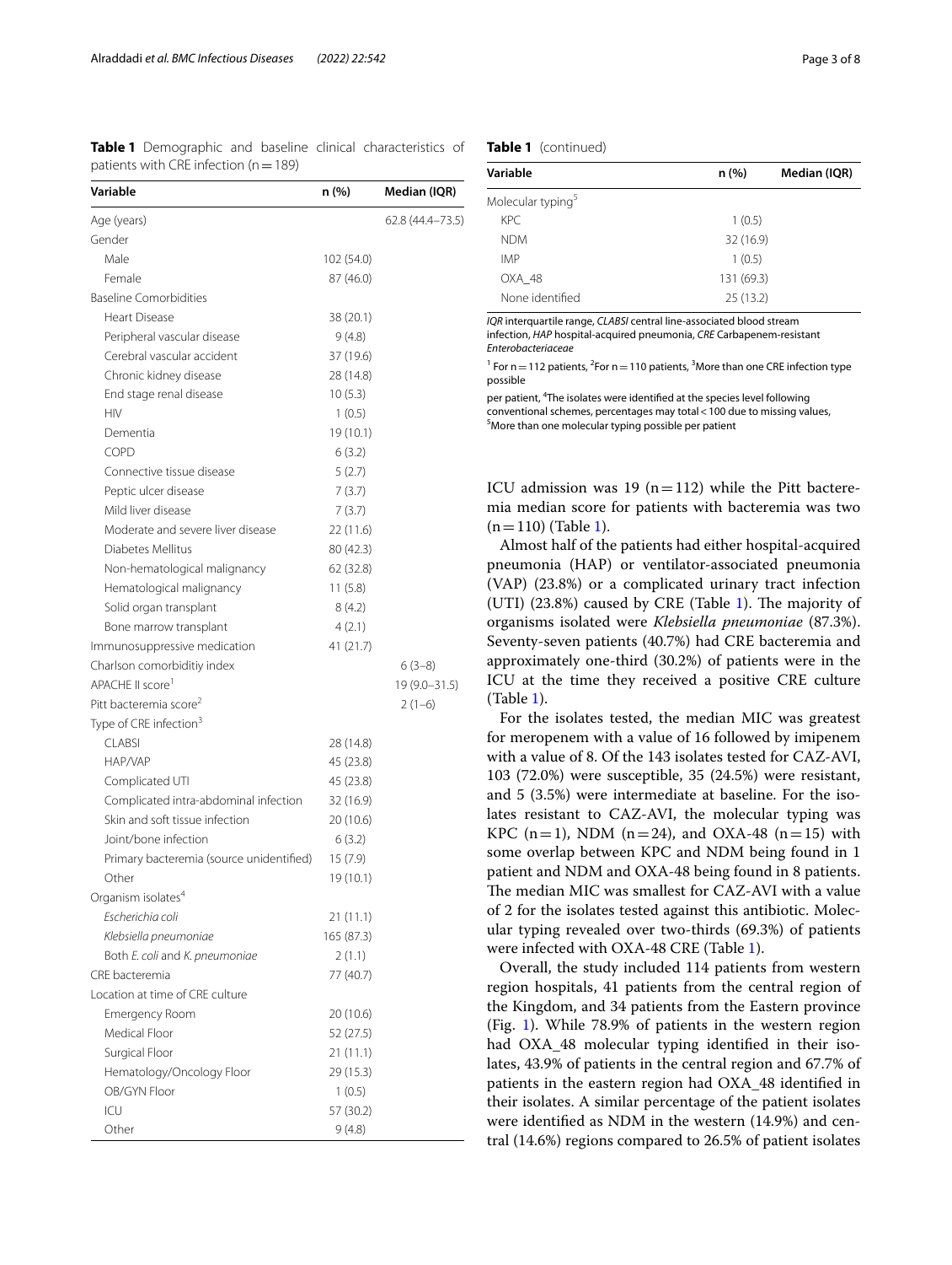**Table 1** Demographic and baseline clinical characteristics of patients with CRE infection (n = 189)

| Variable | n (%) | Median (IQR) |
|---|---|---|
| Age (years) | | 62.8 (44.4–73.5) |
| Gender | | |
| Male | 102 (54.0) | |
| Female | 87 (46.0) | |
| Baseline Comorbidities | | |
| Heart Disease | 38 (20.1) | |
| Peripheral vascular disease | 9 (4.8) | |
| Cerebral vascular accident | 37 (19.6) | |
| Chronic kidney disease | 28 (14.8) | |
| End stage renal disease | 10 (5.3) | |
| HIV | 1 (0.5) | |
| Dementia | 19 (10.1) | |
| COPD | 6 (3.2) | |
| Connective tissue disease | 5 (2.7) | |
| Peptic ulcer disease | 7 (3.7) | |
| Mild liver disease | 7 (3.7) | |
| Moderate and severe liver disease | 22 (11.6) | |
| Diabetes Mellitus | 80 (42.3) | |
| Non-hematological malignancy | 62 (32.8) | |
| Hematological malignancy | 11 (5.8) | |
| Solid organ transplant | 8 (4.2) | |
| Bone marrow transplant | 4 (2.1) | |
| Immunosuppressive medication | 41 (21.7) | |
| Charlson comorbiditiy index | | 6 (3–8) |
| APACHE II score[1] | | 19 (9.0–31.5) |
| Pitt bacteremia score[2] | | 2 (1–6) |
| Type of CRE infection[3] | | |
| CLABSI | 28 (14.8) | |
| HAP/VAP | 45 (23.8) | |
| Complicated UTI | 45 (23.8) | |
| Complicated intra-abdominal infection | 32 (16.9) | |
| Skin and soft tissue infection | 20 (10.6) | |
| Joint/bone infection | 6 (3.2) | |
| Primary bacteremia (source unidentified) | 15 (7.9) | |
| Other | 19 (10.1) | |
| Organism isolates[4] | | |
| *Escherichia coli* | 21 (11.1) | |
| *Klebsiella pneumoniae* | 165 (87.3) | |
| Both *E. coli* and *K. pneumoniae* | 2 (1.1) | |
| CRE bacteremia | 77 (40.7) | |
| Location at time of CRE culture | | |
| Emergency Room | 20 (10.6) | |
| Medical Floor | 52 (27.5) | |
| Surgical Floor | 21 (11.1) | |
| Hematology/Oncology Floor | 29 (15.3) | |
| OB/GYN Floor | 1 (0.5) | |
| ICU | 57 (30.2) | |
| Other | 9 (4.8) | |
| Molecular typing[5] | | |
| KPC | 1 (0.5) | |
| NDM | 32 (16.9) | |
| IMP | 1 (0.5) | |
| OXA_48 | 131 (69.3) | |
| None identified | 25 (13.2) | |

*IQR* interquartile range, *CLABSI* central line-associated blood stream infection, *HAP* hospital-acquired pneumonia, *CRE* Carbapenem-resistant *Enterobacteriaceae*

[1] For n = 112 patients, [2]For n = 110 patients, [3]More than one CRE infection type possible per patient, [4]The isolates were identified at the species level following conventional schemes, percentages may total < 100 due to missing values, [5]More than one molecular typing possible per patient

ICU admission was 19 (n = 112) while the Pitt bacteremia median score for patients with bacteremia was two (n = 110) (Table 1).

Almost half of the patients had either hospital-acquired pneumonia (HAP) or ventilator-associated pneumonia (VAP) (23.8%) or a complicated urinary tract infection (UTI) (23.8%) caused by CRE (Table 1). The majority of organisms isolated were *Klebsiella pneumoniae* (87.3%). Seventy-seven patients (40.7%) had CRE bacteremia and approximately one-third (30.2%) of patients were in the ICU at the time they received a positive CRE culture (Table 1).

For the isolates tested, the median MIC was greatest for meropenem with a value of 16 followed by imipenem with a value of 8. Of the 143 isolates tested for CAZ-AVI, 103 (72.0%) were susceptible, 35 (24.5%) were resistant, and 5 (3.5%) were intermediate at baseline. For the isolates resistant to CAZ-AVI, the molecular typing was KPC (n = 1), NDM (n = 24), and OXA-48 (n = 15) with some overlap between KPC and NDM being found in 1 patient and NDM and OXA-48 being found in 8 patients. The median MIC was smallest for CAZ-AVI with a value of 2 for the isolates tested against this antibiotic. Molecular typing revealed over two-thirds (69.3%) of patients were infected with OXA-48 CRE (Table 1).

Overall, the study included 114 patients from western region hospitals, 41 patients from the central region of the Kingdom, and 34 patients from the Eastern province (Fig. 1). While 78.9% of patients in the western region had OXA_48 molecular typing identified in their isolates, 43.9% of patients in the central region and 67.7% of patients in the eastern region had OXA_48 identified in their isolates. A similar percentage of the patient isolates were identified as NDM in the western (14.9%) and central (14.6%) regions compared to 26.5% of patient isolates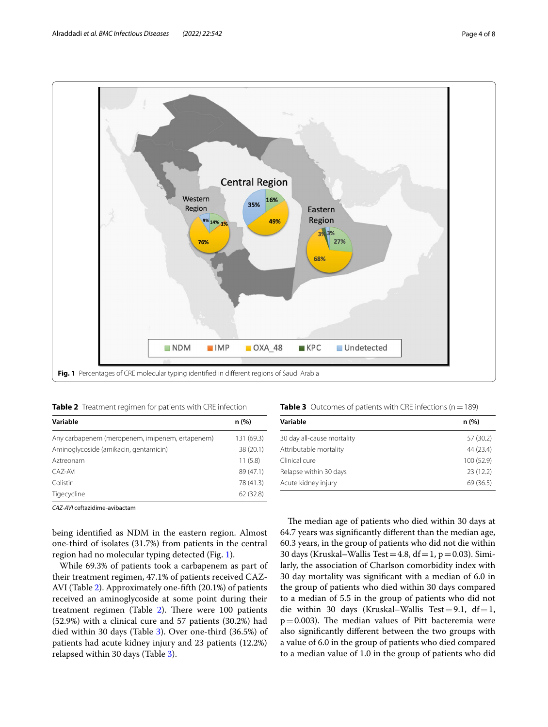Fig. 1 Percentages of CRE molecular typing identified in different regions of Saudi Arabia

**Table 2** Treatment regimen for patients with CRE infection

| Variable | n (%) |
|---|---|
| Any carbapenem (meropenem, imipenem, ertapenem) | 131 (69.3) |
| Aminoglycoside (amikacin, gentamicin) | 38 (20.1) |
| Aztreonam | 11 (5.8) |
| CAZ-AVI | 89 (47.1) |
| Colistin | 78 (41.3) |
| Tigecycline | 62 (32.8) |

*CAZ-AVI* ceftazidime-avibactam

**Table 3** Outcomes of patients with CRE infections (n = 189)

| Variable | n (%) |
|---|---|
| 30 day all-cause mortality | 57 (30.2) |
| Attributable mortality | 44 (23.4) |
| Clinical cure | 100 (52.9) |
| Relapse within 30 days | 23 (12.2) |
| Acute kidney injury | 69 (36.5) |

being identified as NDM in the eastern region. Almost one-third of isolates (31.7%) from patients in the central region had no molecular typing detected (Fig. 1).

While 69.3% of patients took a carbapenem as part of their treatment regimen, 47.1% of patients received CAZ-AVI (Table 2). Approximately one-fifth (20.1%) of patients received an aminoglycoside at some point during their treatment regimen (Table 2). There were 100 patients (52.9%) with a clinical cure and 57 patients (30.2%) had died within 30 days (Table 3). Over one-third (36.5%) of patients had acute kidney injury and 23 patients (12.2%) relapsed within 30 days (Table 3).

The median age of patients who died within 30 days at 64.7 years was significantly different than the median age, 60.3 years, in the group of patients who did not die within 30 days (Kruskal–Wallis Test = 4.8, df = 1, p = 0.03). Similarly, the association of Charlson comorbidity index with 30 day mortality was significant with a median of 6.0 in the group of patients who died within 30 days compared to a median of 5.5 in the group of patients who did not die within 30 days (Kruskal–Wallis Test = 9.1, df = 1, p = 0.003). The median values of Pitt bacteremia were also significantly different between the two groups with a value of 6.0 in the group of patients who died compared to a median value of 1.0 in the group of patients who did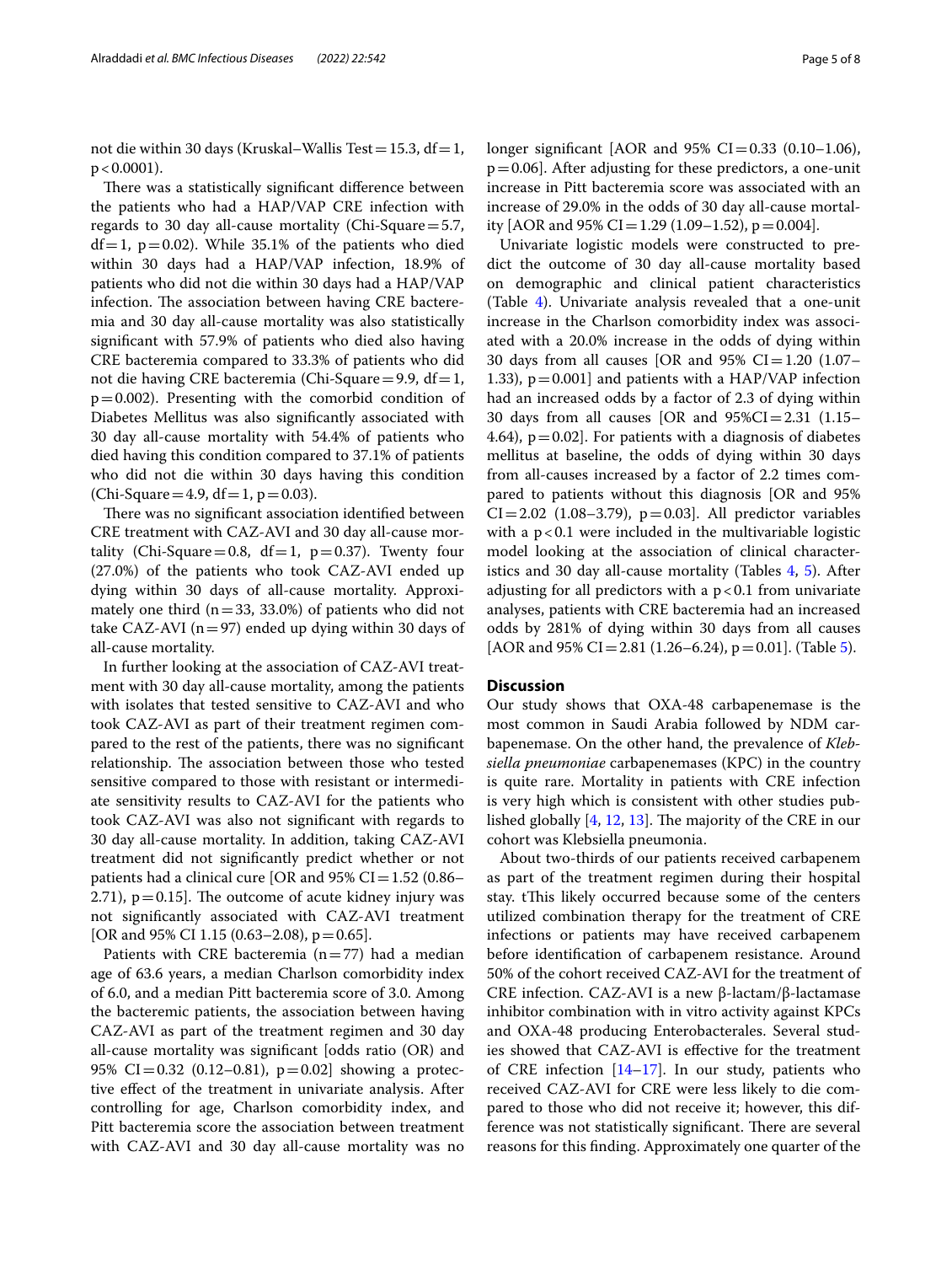not die within 30 days (Kruskal–Wallis Test = 15.3, df = 1, $p < 0.0001$).

There was a statistically significant difference between the patients who had a HAP/VAP CRE infection with regards to 30 day all-cause mortality (Chi-Square = 5.7, df = 1, $p = 0.02$). While 35.1% of the patients who died within 30 days had a HAP/VAP infection, 18.9% of patients who did not die within 30 days had a HAP/VAP infection. The association between having CRE bacteremia and 30 day all-cause mortality was also statistically significant with 57.9% of patients who died also having CRE bacteremia compared to 33.3% of patients who did not die having CRE bacteremia (Chi-Square = 9.9, df = 1, $p = 0.002$). Presenting with the comorbid condition of Diabetes Mellitus was also significantly associated with 30 day all-cause mortality with 54.4% of patients who died having this condition compared to 37.1% of patients who did not die within 30 days having this condition (Chi-Square = 4.9, df = 1, $p = 0.03$).

There was no significant association identified between CRE treatment with CAZ-AVI and 30 day all-cause mortality (Chi-Square = 0.8, df = 1, $p = 0.37$). Twenty four (27.0%) of the patients who took CAZ-AVI ended up dying within 30 days of all-cause mortality. Approximately one third (n = 33, 33.0%) of patients who did not take CAZ-AVI (n = 97) ended up dying within 30 days of all-cause mortality.

In further looking at the association of CAZ-AVI treatment with 30 day all-cause mortality, among the patients with isolates that tested sensitive to CAZ-AVI and who took CAZ-AVI as part of their treatment regimen compared to the rest of the patients, there was no significant relationship. The association between those who tested sensitive compared to those with resistant or intermediate sensitivity results to CAZ-AVI for the patients who took CAZ-AVI was also not significant with regards to 30 day all-cause mortality. In addition, taking CAZ-AVI treatment did not significantly predict whether or not patients had a clinical cure [OR and 95% CI = 1.52 (0.86–2.71), $p = 0.15$]. The outcome of acute kidney injury was not significantly associated with CAZ-AVI treatment [OR and 95% CI 1.15 (0.63–2.08), $p = 0.65$].

Patients with CRE bacteremia (n = 77) had a median age of 63.6 years, a median Charlson comorbidity index of 6.0, and a median Pitt bacteremia score of 3.0. Among the bacteremic patients, the association between having CAZ-AVI as part of the treatment regimen and 30 day all-cause mortality was significant [odds ratio (OR) and 95% CI = 0.32 (0.12–0.81), $p = 0.02$] showing a protective effect of the treatment in univariate analysis. After controlling for age, Charlson comorbidity index, and Pitt bacteremia score the association between treatment with CAZ-AVI and 30 day all-cause mortality was no longer significant [AOR and 95% CI = 0.33 (0.10–1.06), $p = 0.06$]. After adjusting for these predictors, a one-unit increase in Pitt bacteremia score was associated with an increase of 29.0% in the odds of 30 day all-cause mortality [AOR and 95% CI = 1.29 (1.09–1.52), $p = 0.004$].

Univariate logistic models were constructed to predict the outcome of 30 day all-cause mortality based on demographic and clinical patient characteristics (Table 4). Univariate analysis revealed that a one-unit increase in the Charlson comorbidity index was associated with a 20.0% increase in the odds of dying within 30 days from all causes [OR and 95% CI = 1.20 (1.07–1.33), $p = 0.001$] and patients with a HAP/VAP infection had an increased odds by a factor of 2.3 of dying within 30 days from all causes [OR and 95%CI = 2.31 (1.15–4.64), $p = 0.02$]. For patients with a diagnosis of diabetes mellitus at baseline, the odds of dying within 30 days from all-causes increased by a factor of 2.2 times compared to patients without this diagnosis [OR and 95% CI = 2.02 (1.08–3.79), $p = 0.03$]. All predictor variables with a $p < 0.1$ were included in the multivariable logistic model looking at the association of clinical characteristics and 30 day all-cause mortality (Tables 4, 5). After adjusting for all predictors with a $p < 0.1$ from univariate analyses, patients with CRE bacteremia had an increased odds by 281% of dying within 30 days from all causes [AOR and 95% CI = 2.81 (1.26–6.24), $p = 0.01$]. (Table 5).

## Discussion

Our study shows that OXA-48 carbapenemase is the most common in Saudi Arabia followed by NDM carbapenemase. On the other hand, the prevalence of *Klebsiella pneumoniae* carbapenemases (KPC) in the country is quite rare. Mortality in patients with CRE infection is very high which is consistent with other studies published globally [4, 12, 13]. The majority of the CRE in our cohort was Klebsiella pneumonia.

About two-thirds of our patients received carbapenem as part of the treatment regimen during their hospital stay. tThis likely occurred because some of the centers utilized combination therapy for the treatment of CRE infections or patients may have received carbapenem before identification of carbapenem resistance. Around 50% of the cohort received CAZ-AVI for the treatment of CRE infection. CAZ-AVI is a new β-lactam/β-lactamase inhibitor combination with in vitro activity against KPCs and OXA-48 producing Enterobacterales. Several studies showed that CAZ-AVI is effective for the treatment of CRE infection [14–17]. In our study, patients who received CAZ-AVI for CRE were less likely to die compared to those who did not receive it; however, this difference was not statistically significant. There are several reasons for this finding. Approximately one quarter of the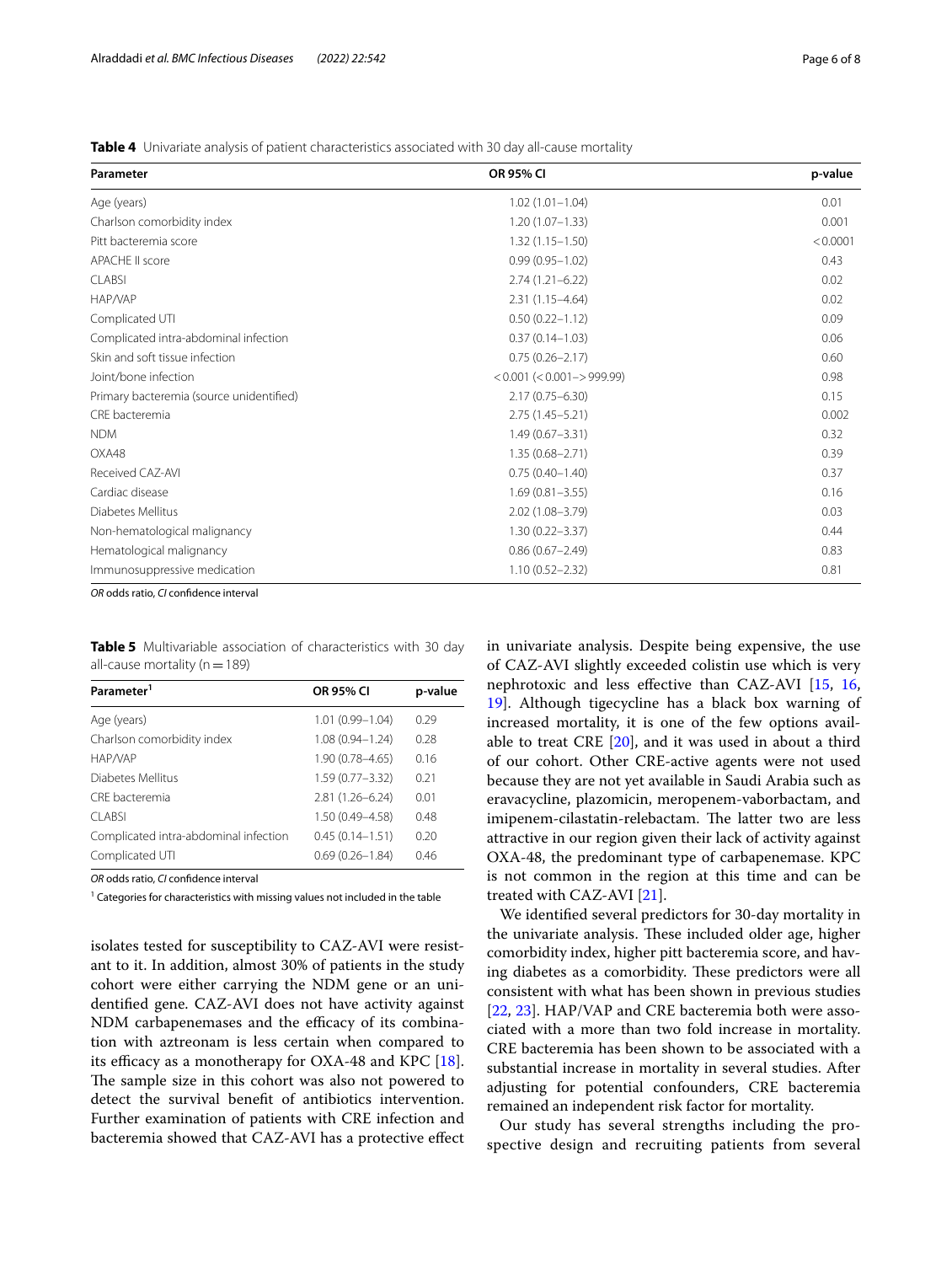**Table 4** Univariate analysis of patient characteristics associated with 30 day all-cause mortality

| Parameter | OR 95% CI | p-value |
|---|---|---|
| Age (years) | 1.02 (1.01–1.04) | 0.01 |
| Charlson comorbidity index | 1.20 (1.07–1.33) | 0.001 |
| Pitt bacteremia score | 1.32 (1.15–1.50) | < 0.0001 |
| APACHE II score | 0.99 (0.95–1.02) | 0.43 |
| CLABSI | 2.74 (1.21–6.22) | 0.02 |
| HAP/VAP | 2.31 (1.15–4.64) | 0.02 |
| Complicated UTI | 0.50 (0.22–1.12) | 0.09 |
| Complicated intra-abdominal infection | 0.37 (0.14–1.03) | 0.06 |
| Skin and soft tissue infection | 0.75 (0.26–2.17) | 0.60 |
| Joint/bone infection | < 0.001 (< 0.001–> 999.99) | 0.98 |
| Primary bacteremia (source unidentified) | 2.17 (0.75–6.30) | 0.15 |
| CRE bacteremia | 2.75 (1.45–5.21) | 0.002 |
| NDM | 1.49 (0.67–3.31) | 0.32 |
| OXA48 | 1.35 (0.68–2.71) | 0.39 |
| Received CAZ-AVI | 0.75 (0.40–1.40) | 0.37 |
| Cardiac disease | 1.69 (0.81–3.55) | 0.16 |
| Diabetes Mellitus | 2.02 (1.08–3.79) | 0.03 |
| Non-hematological malignancy | 1.30 (0.22–3.37) | 0.44 |
| Hematological malignancy | 0.86 (0.67–2.49) | 0.83 |
| Immunosuppressive medication | 1.10 (0.52–2.32) | 0.81 |

*OR* odds ratio, *CI* confidence interval

**Table 5** Multivariable association of characteristics with 30 day all-cause mortality (n = 189)

| Parameter[1] | OR 95% CI | p-value |
|---|---|---|
| Age (years) | 1.01 (0.99–1.04) | 0.29 |
| Charlson comorbidity index | 1.08 (0.94–1.24) | 0.28 |
| HAP/VAP | 1.90 (0.78–4.65) | 0.16 |
| Diabetes Mellitus | 1.59 (0.77–3.32) | 0.21 |
| CRE bacteremia | 2.81 (1.26–6.24) | 0.01 |
| CLABSI | 1.50 (0.49–4.58) | 0.48 |
| Complicated intra-abdominal infection | 0.45 (0.14–1.51) | 0.20 |
| Complicated UTI | 0.69 (0.26–1.84) | 0.46 |

*OR* odds ratio, *CI* confidence interval

[1] Categories for characteristics with missing values not included in the table

isolates tested for susceptibility to CAZ-AVI were resistant to it. In addition, almost 30% of patients in the study cohort were either carrying the NDM gene or an unidentified gene. CAZ-AVI does not have activity against NDM carbapenemases and the efficacy of its combination with aztreonam is less certain when compared to its efficacy as a monotherapy for OXA-48 and KPC [18]. The sample size in this cohort was also not powered to detect the survival benefit of antibiotics intervention. Further examination of patients with CRE infection and bacteremia showed that CAZ-AVI has a protective effect in univariate analysis. Despite being expensive, the use of CAZ-AVI slightly exceeded colistin use which is very nephrotoxic and less effective than CAZ-AVI [15, 16, 19]. Although tigecycline has a black box warning of increased mortality, it is one of the few options available to treat CRE [20], and it was used in about a third of our cohort. Other CRE-active agents were not used because they are not yet available in Saudi Arabia such as eravacycline, plazomicin, meropenem-vaborbactam, and imipenem-cilastatin-relebactam. The latter two are less attractive in our region given their lack of activity against OXA-48, the predominant type of carbapenemase. KPC is not common in the region at this time and can be treated with CAZ-AVI [21].

We identified several predictors for 30-day mortality in the univariate analysis. These included older age, higher comorbidity index, higher pitt bacteremia score, and having diabetes as a comorbidity. These predictors were all consistent with what has been shown in previous studies [22, 23]. HAP/VAP and CRE bacteremia both were associated with a more than two fold increase in mortality. CRE bacteremia has been shown to be associated with a substantial increase in mortality in several studies. After adjusting for potential confounders, CRE bacteremia remained an independent risk factor for mortality.

Our study has several strengths including the prospective design and recruiting patients from several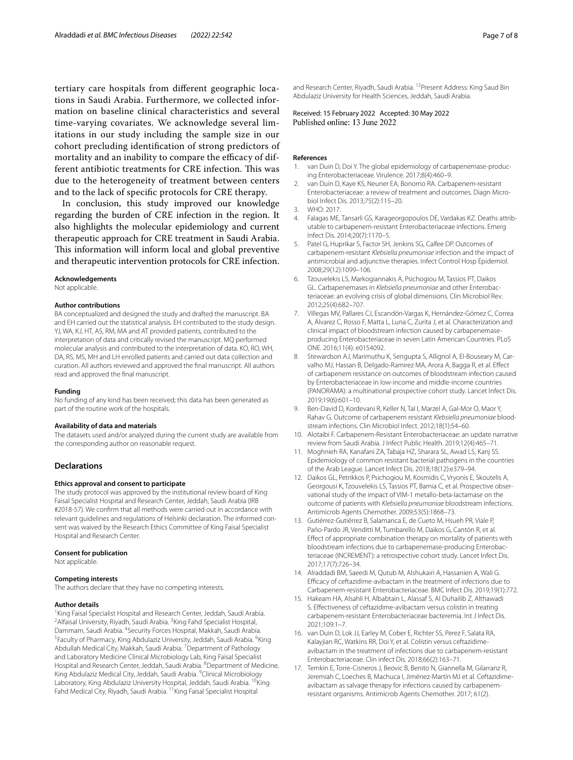tertiary care hospitals from different geographic locations in Saudi Arabia. Furthermore, we collected information on baseline clinical characteristics and several time-varying covariates. We acknowledge several limitations in our study including the sample size in our cohort precluding identification of strong predictors of mortality and an inability to compare the efficacy of different antibiotic treatments for CRE infection. This was due to the heterogeneity of treatment between centers and to the lack of specific protocols for CRE therapy.

In conclusion, this study improved our knowledge regarding the burden of CRE infection in the region. It also highlights the molecular epidemiology and current therapeutic approach for CRE treatment in Saudi Arabia. This information will inform local and global preventive and therapeutic intervention protocols for CRE infection.

#### Acknowledgements
Not applicable.

#### Author contributions
BA conceptualized and designed the study and drafted the manuscript. BA and EH carried out the statistical analysis. EH contributed to the study design. YJ, WA, KJ, HT, AS, RM, MA and AT provided patients, contributed to the interpretation of data and critically revised the manuscript. MQ performed molecular analysis and contributed to the interpretation of data. KO, RO, WH, DA, RS, MS, MH and LH enrolled patients and carried out data collection and curation. All authors reviewed and approved the final manuscript. All authors read and approved the final manuscript.

#### Funding
No funding of any kind has been received; this data has been generated as part of the routine work of the hospitals.

#### Availability of data and materials
The datasets used and/or analyzed during the current study are available from the corresponding author on reasonable request.

### Declarations

#### Ethics approval and consent to participate
The study protocol was approved by the institutional review board of King Faisal Specialist Hospital and Research Center, Jeddah, Saudi Arabia (IRB #2018-57). We confirm that all methods were carried out in accordance with relevant guidelines and regulations of Helsinki declaration. The informed consent was waived by the Research Ethics Committee of King Faisal Specialist Hospital and Research Center.

#### Consent for publication
Not applicable.

#### Competing interests
The authors declare that they have no competing interests.

#### Author details
[1]King Faisal Specialist Hospital and Research Center, Jeddah, Saudi Arabia. [2]Alfaisal University, Riyadh, Saudi Arabia. [3]King Fahd Specialist Hospital, Dammam, Saudi Arabia. [4]Security Forces Hospital, Makkah, Saudi Arabia. [5]Faculty of Pharmacy, King Abdulaziz University, Jeddah, Saudi Arabia. [6]King Abdullah Medical City, Makkah, Saudi Arabia. [7]Department of Pathology and Laboratory Medicine Clinical Microbiology Lab, King Faisal Specialist Hospital and Research Center, Jeddah, Saudi Arabia. [8]Department of Medicine, King Abdulaziz Medical City, Jeddah, Saudi Arabia. [9]Clinical Microbiology Laboratory, King Abdulaziz University Hospital, Jeddah, Saudi Arabia. [10]King Fahd Medical City, Riyadh, Saudi Arabia. [11]King Faisal Specialist Hospital and Research Center, Riyadh, Saudi Arabia. [12]Present Address: King Saud Bin Abdulaziz University for Health Sciences, Jeddah, Saudi Arabia.

Received: 15 February 2022 Accepted: 30 May 2022
Published online: 13 June 2022

#### References

1. van Duin D, Doi Y. The global epidemiology of carbapenemase-producing Enterobacteriaceae. Virulence. 2017;8(4):460–9.
2. van Duin D, Kaye KS, Neuner EA, Bonomo RA. Carbapenem-resistant Enterobacteriaceae: a review of treatment and outcomes. Diagn Microbiol Infect Dis. 2013;75(2):115–20.
3. WHO: 2017.
4. Falagas ME, Tansarli GS, Karageorgopoulos DE, Vardakas KZ. Deaths attributable to carbapenem-resistant Enterobacteriaceae infections. Emerg Infect Dis. 2014;20(7):1170–5.
5. Patel G, Huprikar S, Factor SH, Jenkins SG, Calfee DP. Outcomes of carbapenem-resistant *Klebsiella pneumoniae* infection and the impact of antimicrobial and adjunctive therapies. Infect Control Hosp Epidemiol. 2008;29(12):1099–106.
6. Tzouvelekis LS, Markogiannakis A, Psichogiou M, Tassios PT, Daikos GL. Carbapenemases in *Klebsiella pneumoniae* and other Enterobacteriaceae: an evolving crisis of global dimensions. Clin Microbiol Rev. 2012;25(4):682–707.
7. Villegas MV, Pallares CJ, Escandón-Vargas K, Hernández-Gómez C, Correa A, Álvarez C, Rosso F, Matta L, Luna C, Zurita J, et al. Characterization and clinical impact of bloodstream infection caused by carbapenemase-producing Enterobacteriaceae in seven Latin American Countries. PLoS ONE. 2016;11(4): e0154092.
8. Stewardson AJ, Marimuthu K, Sengupta S, Allignol A, El-Bouseary M, Carvalho MJ, Hassan B, Delgado-Ramirez MA, Arora A, Bagga R, et al. Effect of carbapenem resistance on outcomes of bloodstream infection caused by Enterobacteriaceae in low-income and middle-income countries (PANORAMA): a multinational prospective cohort study. Lancet Infect Dis. 2019;19(6):601–10.
9. Ben-David D, Kordevani R, Keller N, Tal I, Marzel A, Gal-Mor O, Maor Y, Rahav G. Outcome of carbapenem resistant *Klebsiella pneumoniae* bloodstream infections. Clin Microbiol Infect. 2012;18(1):54–60.
10. Alotaibi F. Carbapenem-Resistant Enterobacteriaceae: an update narrative review from Saudi Arabia. J Infect Public Health. 2019;12(4):465–71.
11. Moghnieh RA, Kanafani ZA, Tabaja HZ, Sharara SL, Awad LS, Kanj SS. Epidemiology of common resistant bacterial pathogens in the countries of the Arab League. Lancet Infect Dis. 2018;18(12):e379–94.
12. Daikos GL, Petrikkos P, Psichogiou M, Kosmidis C, Vryonis E, Skoutelis A, Georgousi K, Tzouvelekis LS, Tassios PT, Bamia C, et al. Prospective observational study of the impact of VIM-1 metallo-beta-lactamase on the outcome of patients with *Klebsiella pneumoniae* bloodstream infections. Antimicrob Agents Chemother. 2009;53(5):1868–73.
13. Gutiérrez-Gutiérrez B, Salamanca E, de Cueto M, Hsueh PR, Viale P, Paño-Pardo JR, Venditti M, Tumbarello M, Daikos G, Cantón R, et al. Effect of appropriate combination therapy on mortality of patients with bloodstream infections due to carbapenemase-producing Enterobacteriaceae (INCREMENT): a retrospective cohort study. Lancet Infect Dis. 2017;17(7):726–34.
14. Alraddadi BM, Saeedi M, Qutub M, Alshukairi A, Hassanien A, Wali G. Efficacy of ceftazidime-avibactam in the treatment of infections due to Carbapenem-resistant Enterobacteriaceae. BMC Infect Dis. 2019;19(1):772.
15. Hakeam HA, Alsahli H, Albabtain L, Alassaf S, Al Duhailib Z, Althawadi S. Effectiveness of ceftazidime-avibactam versus colistin in treating carbapenem-resistant Enterobacteriaceae bacteremia. Int J Infect Dis. 2021;109:1–7.
16. van Duin D, Lok JJ, Earley M, Cober E, Richter SS, Perez F, Salata RA, Kalayjian RC, Watkins RR, Doi Y, et al. Colistin versus ceftazidime-avibactam in the treatment of infections due to carbapenem-resistant Enterobacteriaceae. Clin infect Dis. 2018;66(2):163–71.
17. Temkin E, Torre-Cisneros J, Beovic B, Benito N, Giannella M, Gilarranz R, Jeremiah C, Loeches B, Machuca I, Jiménez-Martín MJ et al. Ceftazidime-avibactam as salvage therapy for infections caused by carbapenem-resistant organisms. Antimicrob Agents Chemother. 2017; 61(2).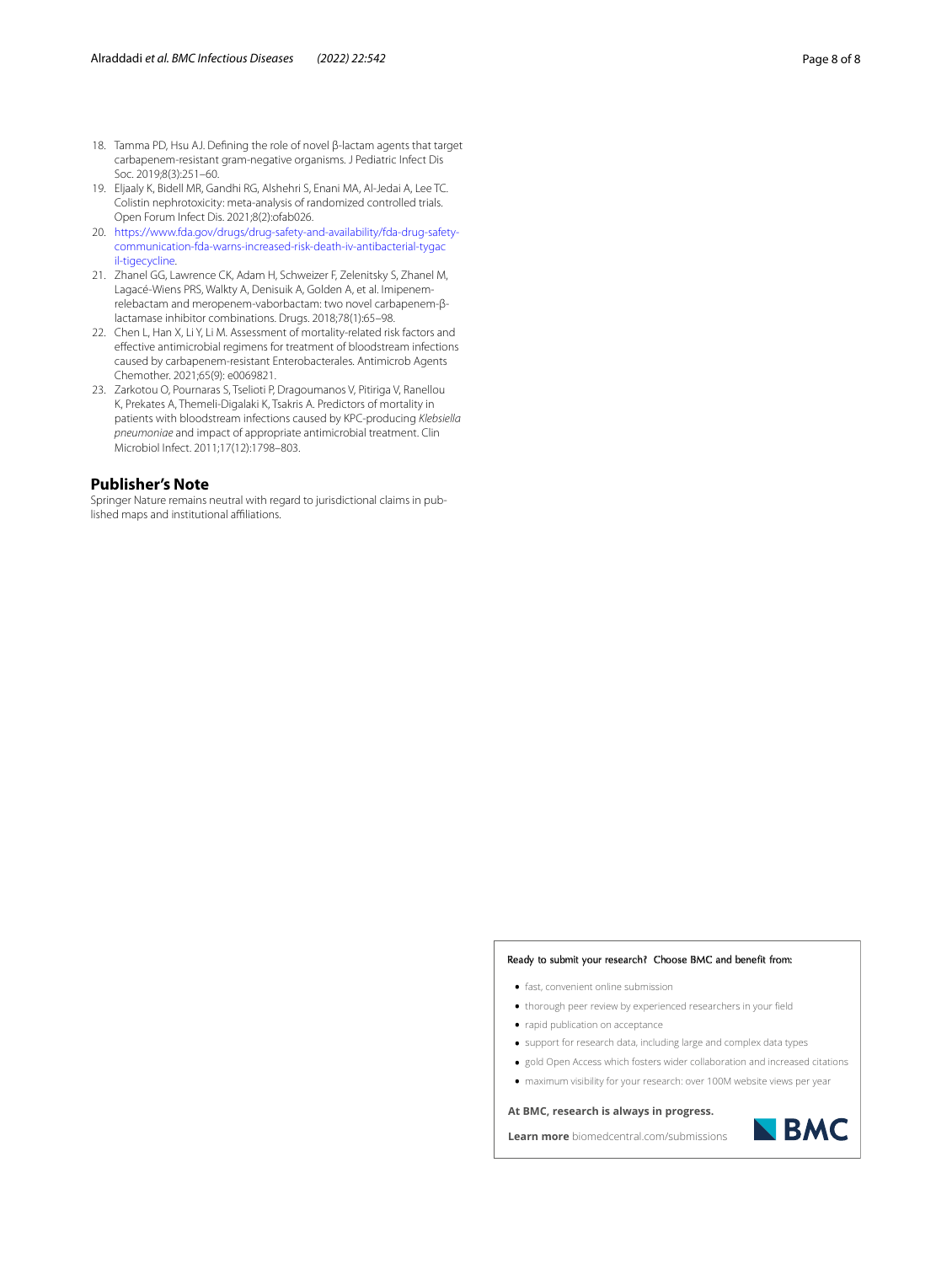18. Tamma PD, Hsu AJ. Defining the role of novel β-lactam agents that target carbapenem-resistant gram-negative organisms. J Pediatric Infect Dis Soc. 2019;8(3):251–60.
19. Eljaaly K, Bidell MR, Gandhi RG, Alshehri S, Enani MA, Al-Jedai A, Lee TC. Colistin nephrotoxicity: meta-analysis of randomized controlled trials. Open Forum Infect Dis. 2021;8(2):ofab026.
20. https://www.fda.gov/drugs/drug-safety-and-availability/fda-drug-safety-communication-fda-warns-increased-risk-death-iv-antibacterial-tygacil-tigecycline.
21. Zhanel GG, Lawrence CK, Adam H, Schweizer F, Zelenitsky S, Zhanel M, Lagacé-Wiens PRS, Walkty A, Denisuik A, Golden A, et al. Imipenem-relebactam and meropenem-vaborbactam: two novel carbapenem-β-lactamase inhibitor combinations. Drugs. 2018;78(1):65–98.
22. Chen L, Han X, Li Y, Li M. Assessment of mortality-related risk factors and effective antimicrobial regimens for treatment of bloodstream infections caused by carbapenem-resistant Enterobacterales. Antimicrob Agents Chemother. 2021;65(9): e0069821.
23. Zarkotou O, Pournaras S, Tselioti P, Dragoumanos V, Pitiriga V, Ranellou K, Prekates A, Themeli-Digalaki K, Tsakris A. Predictors of mortality in patients with bloodstream infections caused by KPC-producing *Klebsiella pneumoniae* and impact of appropriate antimicrobial treatment. Clin Microbiol Infect. 2011;17(12):1798–803.

## Publisher's Note

Springer Nature remains neutral with regard to jurisdictional claims in published maps and institutional affiliations.

Ready to submit your research? Choose BMC and benefit from:

- fast, convenient online submission
- thorough peer review by experienced researchers in your field
- rapid publication on acceptance
- support for research data, including large and complex data types
- gold Open Access which fosters wider collaboration and increased citations
- maximum visibility for your research: over 100M website views per year

**At BMC, research is always in progress.**

**Learn more** biomedcentral.com/submissions

BMC